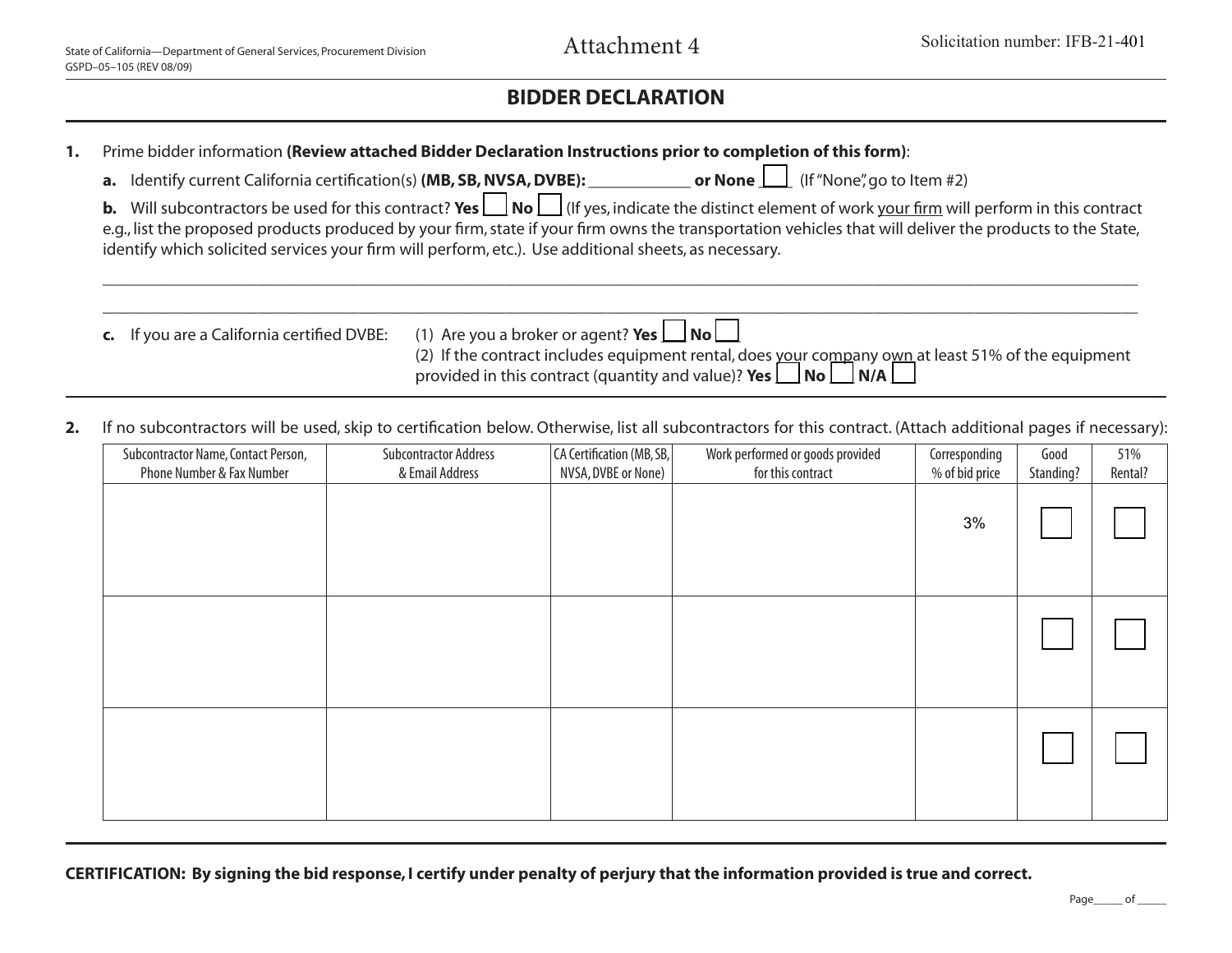State of California—Department of General Services, Procurement Division
GSPD–05–105 (REV 08/09)

Attachment 4

Solicitation number: IFB-21-401

# BIDDER DECLARATION

**1.** Prime bidder information **(Review attached Bidder Declaration Instructions prior to completion of this form)**:

**a.** Identify current California certification(s) **(MB, SB, NVSA, DVBE):** ____________ **or None** ☐ (If "None", go to Item #2)

**b.** Will subcontractors be used for this contract? **Yes** ☐ **No** ☐ (If yes, indicate the distinct element of work your firm will perform in this contract e.g., list the proposed products produced by your firm, state if your firm owns the transportation vehicles that will deliver the products to the State, identify which solicited services your firm will perform, etc.). Use additional sheets, as necessary.

______________________________________________________________________________________________

______________________________________________________________________________________________

**c.** If you are a California certified DVBE: (1) Are you a broker or agent? **Yes** ☐ **No** ☐

(2) If the contract includes equipment rental, does your company own at least 51% of the equipment provided in this contract (quantity and value)? **Yes** ☐ **No** ☐ **N/A** ☐

**2.** If no subcontractors will be used, skip to certification below. Otherwise, list all subcontractors for this contract. (Attach additional pages if necessary):

| Subcontractor Name, Contact Person, Phone Number & Fax Number | Subcontractor Address & Email Address | CA Certification (MB, SB, NVSA, DVBE or None) | Work performed or goods provided for this contract | Corresponding % of bid price | Good Standing? | 51% Rental? |
|---|---|---|---|---|---|---|
| | | | | 3% | ☐ | ☐ |
| | | | | | ☐ | ☐ |
| | | | | | ☐ | ☐ |

**CERTIFICATION: By signing the bid response, I certify under penalty of perjury that the information provided is true and correct.**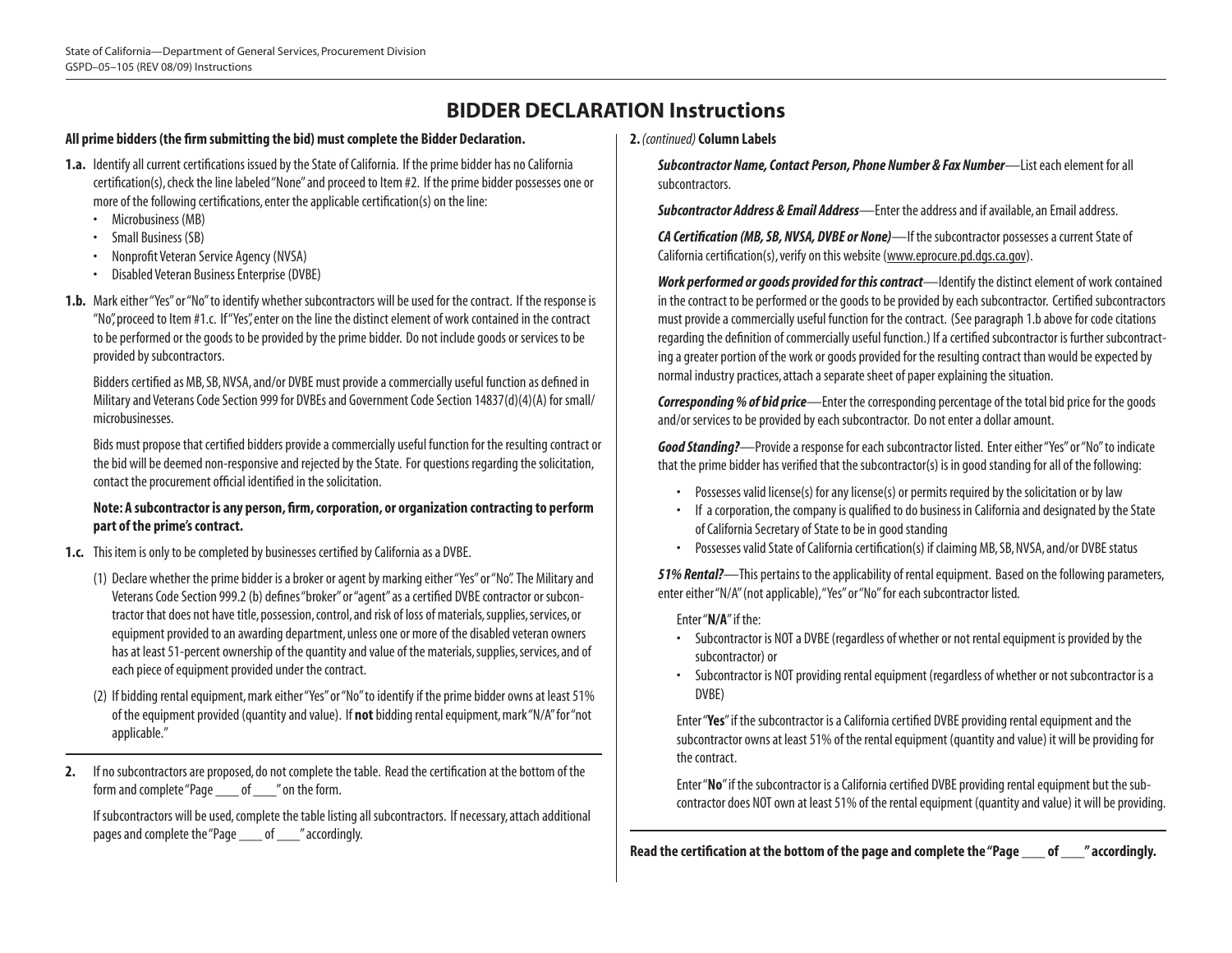State of California—Department of General Services, Procurement Division
GSPD–05–105 (REV 08/09) Instructions

# BIDDER DECLARATION Instructions

**All prime bidders (the firm submitting the bid) must complete the Bidder Declaration.**

**1.a.** Identify all current certifications issued by the State of California. If the prime bidder has no California certification(s), check the line labeled "None" and proceed to Item #2. If the prime bidder possesses one or more of the following certifications, enter the applicable certification(s) on the line:

- Microbusiness (MB)
- Small Business (SB)
- Nonprofit Veteran Service Agency (NVSA)
- Disabled Veteran Business Enterprise (DVBE)

**1.b.** Mark either "Yes" or "No" to identify whether subcontractors will be used for the contract. If the response is "No", proceed to Item #1.c. If "Yes", enter on the line the distinct element of work contained in the contract to be performed or the goods to be provided by the prime bidder. Do not include goods or services to be provided by subcontractors.

Bidders certified as MB, SB, NVSA, and/or DVBE must provide a commercially useful function as defined in Military and Veterans Code Section 999 for DVBEs and Government Code Section 14837(d)(4)(A) for small/microbusinesses.

Bids must propose that certified bidders provide a commercially useful function for the resulting contract or the bid will be deemed non-responsive and rejected by the State. For questions regarding the solicitation, contact the procurement official identified in the solicitation.

**Note: A subcontractor is any person, firm, corporation, or organization contracting to perform part of the prime's contract.**

**1.c.** This item is only to be completed by businesses certified by California as a DVBE.

(1) Declare whether the prime bidder is a broker or agent by marking either "Yes" or "No". The Military and Veterans Code Section 999.2 (b) defines "broker" or "agent" as a certified DVBE contractor or subcontractor that does not have title, possession, control, and risk of loss of materials, supplies, services, or equipment provided to an awarding department, unless one or more of the disabled veteran owners has at least 51-percent ownership of the quantity and value of the materials, supplies, services, and of each piece of equipment provided under the contract.

(2) If bidding rental equipment, mark either "Yes" or "No" to identify if the prime bidder owns at least 51% of the equipment provided (quantity and value). If **not** bidding rental equipment, mark "N/A" for "not applicable."

**2.** If no subcontractors are proposed, do not complete the table. Read the certification at the bottom of the form and complete "Page ____ of ____" on the form.

If subcontractors will be used, complete the table listing all subcontractors. If necessary, attach additional pages and complete the "Page ____ of ____" accordingly.

**2.** *(continued)* **Column Labels**

***Subcontractor Name, Contact Person, Phone Number & Fax Number***—List each element for all subcontractors.

***Subcontractor Address & Email Address***—Enter the address and if available, an Email address.

***CA Certification (MB, SB, NVSA, DVBE or None)***—If the subcontractor possesses a current State of California certification(s), verify on this website (www.eprocure.pd.dgs.ca.gov).

***Work performed or goods provided for this contract***—Identify the distinct element of work contained in the contract to be performed or the goods to be provided by each subcontractor. Certified subcontractors must provide a commercially useful function for the contract. (See paragraph 1.b above for code citations regarding the definition of commercially useful function.) If a certified subcontractor is further subcontracting a greater portion of the work or goods provided for the resulting contract than would be expected by normal industry practices, attach a separate sheet of paper explaining the situation.

***Corresponding % of bid price***—Enter the corresponding percentage of the total bid price for the goods and/or services to be provided by each subcontractor. Do not enter a dollar amount.

***Good Standing?***—Provide a response for each subcontractor listed. Enter either "Yes" or "No" to indicate that the prime bidder has verified that the subcontractor(s) is in good standing for all of the following:

- Possesses valid license(s) for any license(s) or permits required by the solicitation or by law
- If a corporation, the company is qualified to do business in California and designated by the State of California Secretary of State to be in good standing
- Possesses valid State of California certification(s) if claiming MB, SB, NVSA, and/or DVBE status

***51% Rental?***—This pertains to the applicability of rental equipment. Based on the following parameters, enter either "N/A" (not applicable), "Yes" or "No" for each subcontractor listed.

Enter "**N/A**" if the:

- Subcontractor is NOT a DVBE (regardless of whether or not rental equipment is provided by the subcontractor) or
- Subcontractor is NOT providing rental equipment (regardless of whether or not subcontractor is a DVBE)

Enter "**Yes**" if the subcontractor is a California certified DVBE providing rental equipment and the subcontractor owns at least 51% of the rental equipment (quantity and value) it will be providing for the contract.

Enter "**No**" if the subcontractor is a California certified DVBE providing rental equipment but the subcontractor does NOT own at least 51% of the rental equipment (quantity and value) it will be providing.

**Read the certification at the bottom of the page and complete the "Page ____ of ____" accordingly.**